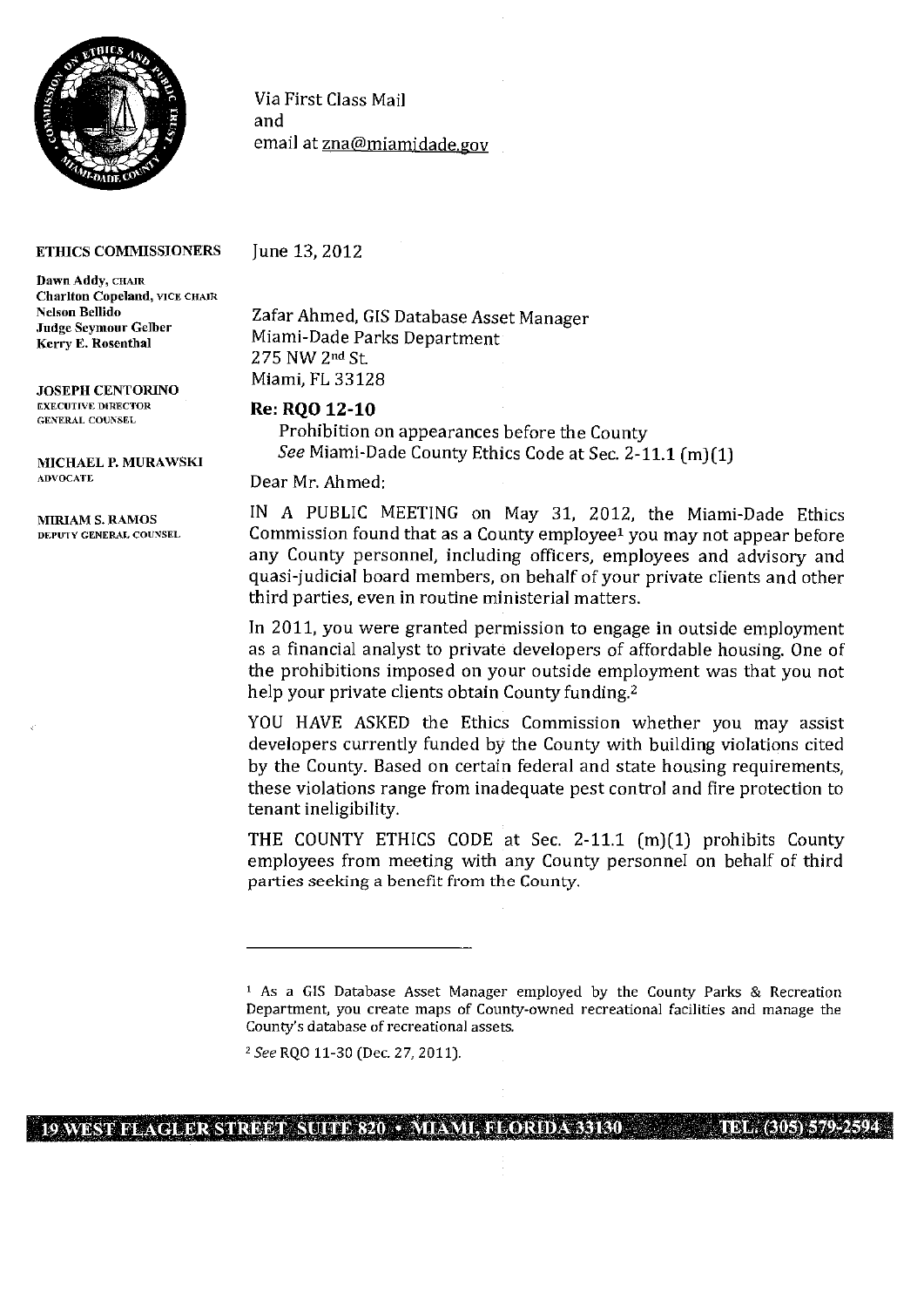Via First Class Mail
and
email at zna@miamidade.gov

**ETHICS COMMISSIONERS**

**Dawn Addy**, CHAIR
**Charlton Copeland**, VICE CHAIR
**Nelson Bellido**
**Judge Seymour Gelber**
**Kerry E. Rosenthal**

**JOSEPH CENTORINO**
EXECUTIVE DIRECTOR
GENERAL COUNSEL

**MICHAEL P. MURAWSKI**
ADVOCATE

**MIRIAM S. RAMOS**
DEPUTY GENERAL COUNSEL

June 13, 2012

Zafar Ahmed, GIS Database Asset Manager
Miami-Dade Parks Department
275 NW 2nd St.
Miami, FL 33128

**Re: RQO 12-10**
Prohibition on appearances before the County
*See* Miami-Dade County Ethics Code at Sec. 2-11.1 (m)(1)

Dear Mr. Ahmed:

IN A PUBLIC MEETING on May 31, 2012, the Miami-Dade Ethics Commission found that as a County employee[1] you may not appear before any County personnel, including officers, employees and advisory and quasi-judicial board members, on behalf of your private clients and other third parties, even in routine ministerial matters.

In 2011, you were granted permission to engage in outside employment as a financial analyst to private developers of affordable housing. One of the prohibitions imposed on your outside employment was that you not help your private clients obtain County funding.[2]

YOU HAVE ASKED the Ethics Commission whether you may assist developers currently funded by the County with building violations cited by the County. Based on certain federal and state housing requirements, these violations range from inadequate pest control and fire protection to tenant ineligibility.

THE COUNTY ETHICS CODE at Sec. 2-11.1 (m)(1) prohibits County employees from meeting with any County personnel on behalf of third parties seeking a benefit from the County.

---

[1] As a GIS Database Asset Manager employed by the County Parks & Recreation Department, you create maps of County-owned recreational facilities and manage the County's database of recreational assets.

[2] *See* RQO 11-30 (Dec. 27, 2011).

19 WEST FLAGLER STREET SUITE 820 • MIAMI, FLORIDA 33130 TEL: (305) 579-2594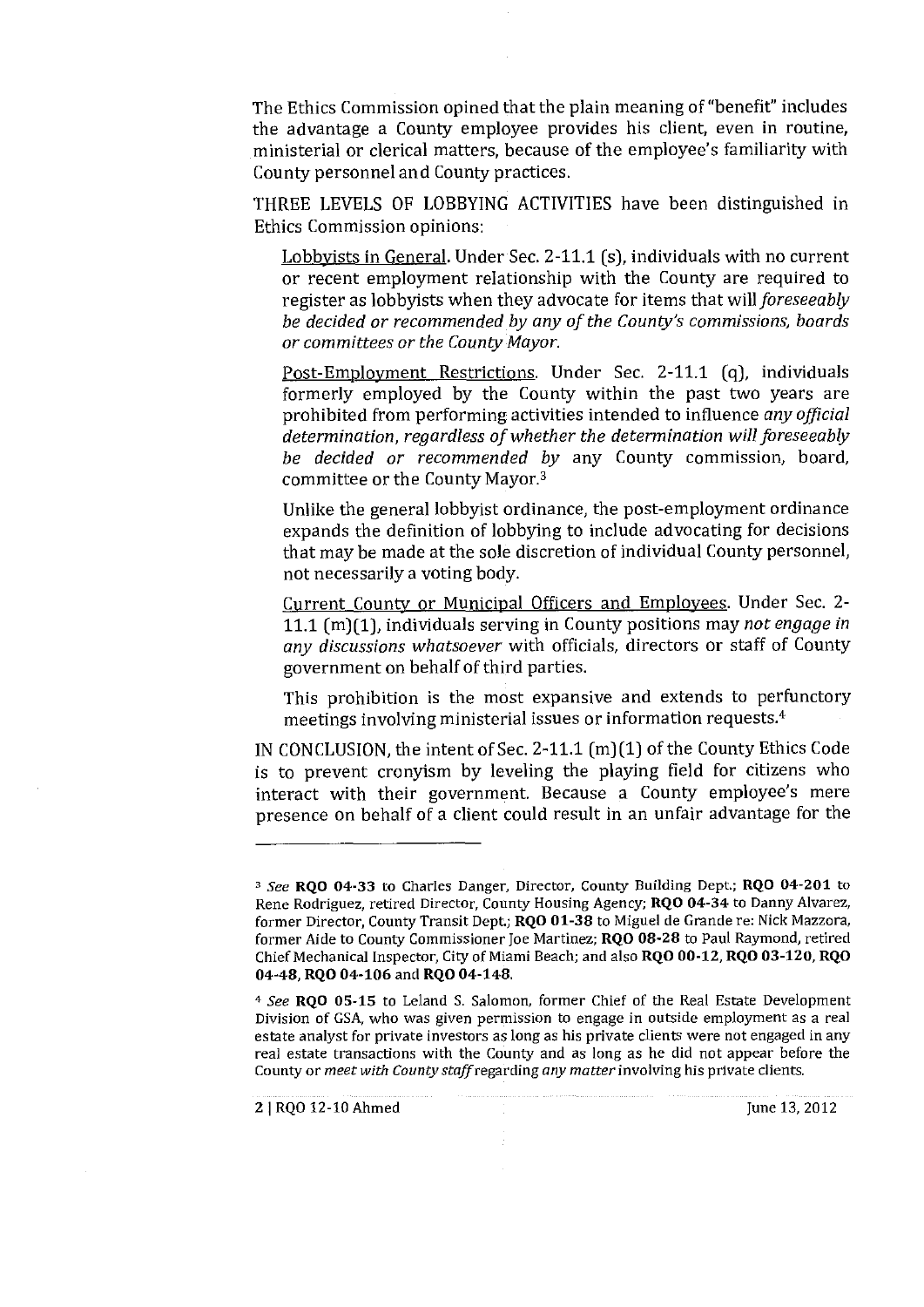The Ethics Commission opined that the plain meaning of "benefit" includes the advantage a County employee provides his client, even in routine, ministerial or clerical matters, because of the employee's familiarity with County personnel and County practices.

THREE LEVELS OF LOBBYING ACTIVITIES have been distinguished in Ethics Commission opinions:

Lobbyists in General. Under Sec. 2-11.1 (s), individuals with no current or recent employment relationship with the County are required to register as lobbyists when they advocate for items that will *foreseeably be decided or recommended by any of the County's commissions, boards or committees or the County Mayor.*

Post-Employment Restrictions. Under Sec. 2-11.1 (q), individuals formerly employed by the County within the past two years are prohibited from performing activities intended to influence *any official determination, regardless of whether the determination will foreseeably be decided or recommended by* any County commission, board, committee or the County Mayor.[3]

Unlike the general lobbyist ordinance, the post-employment ordinance expands the definition of lobbying to include advocating for decisions that may be made at the sole discretion of individual County personnel, not necessarily a voting body.

Current County or Municipal Officers and Employees. Under Sec. 2-11.1 (m)(1), individuals serving in County positions may *not engage in any discussions whatsoever* with officials, directors or staff of County government on behalf of third parties.

This prohibition is the most expansive and extends to perfunctory meetings involving ministerial issues or information requests.[4]

IN CONCLUSION, the intent of Sec. 2-11.1 (m)(1) of the County Ethics Code is to prevent cronyism by leveling the playing field for citizens who interact with their government. Because a County employee's mere presence on behalf of a client could result in an unfair advantage for the

---

[3] *See* **RQO 04-33** to Charles Danger, Director, County Building Dept.; **RQO 04-201** to Rene Rodriguez, retired Director, County Housing Agency; **RQO 04-34** to Danny Alvarez, former Director, County Transit Dept.; **RQO 01-38** to Miguel de Grande re: Nick Mazzora, former Aide to County Commissioner Joe Martinez; **RQO 08-28** to Paul Raymond, retired Chief Mechanical Inspector, City of Miami Beach; and also **RQO 00-12**, **RQO 03-120**, **RQO 04-48**, **RQO 04-106** and **RQO 04-148**.

[4] *See* **RQO 05-15** to Leland S. Salomon, former Chief of the Real Estate Development Division of GSA, who was given permission to engage in outside employment as a real estate analyst for private investors as long as his private clients were not engaged in any real estate transactions with the County and as long as he did not appear before the County or *meet with County staff* regarding *any matter* involving his private clients.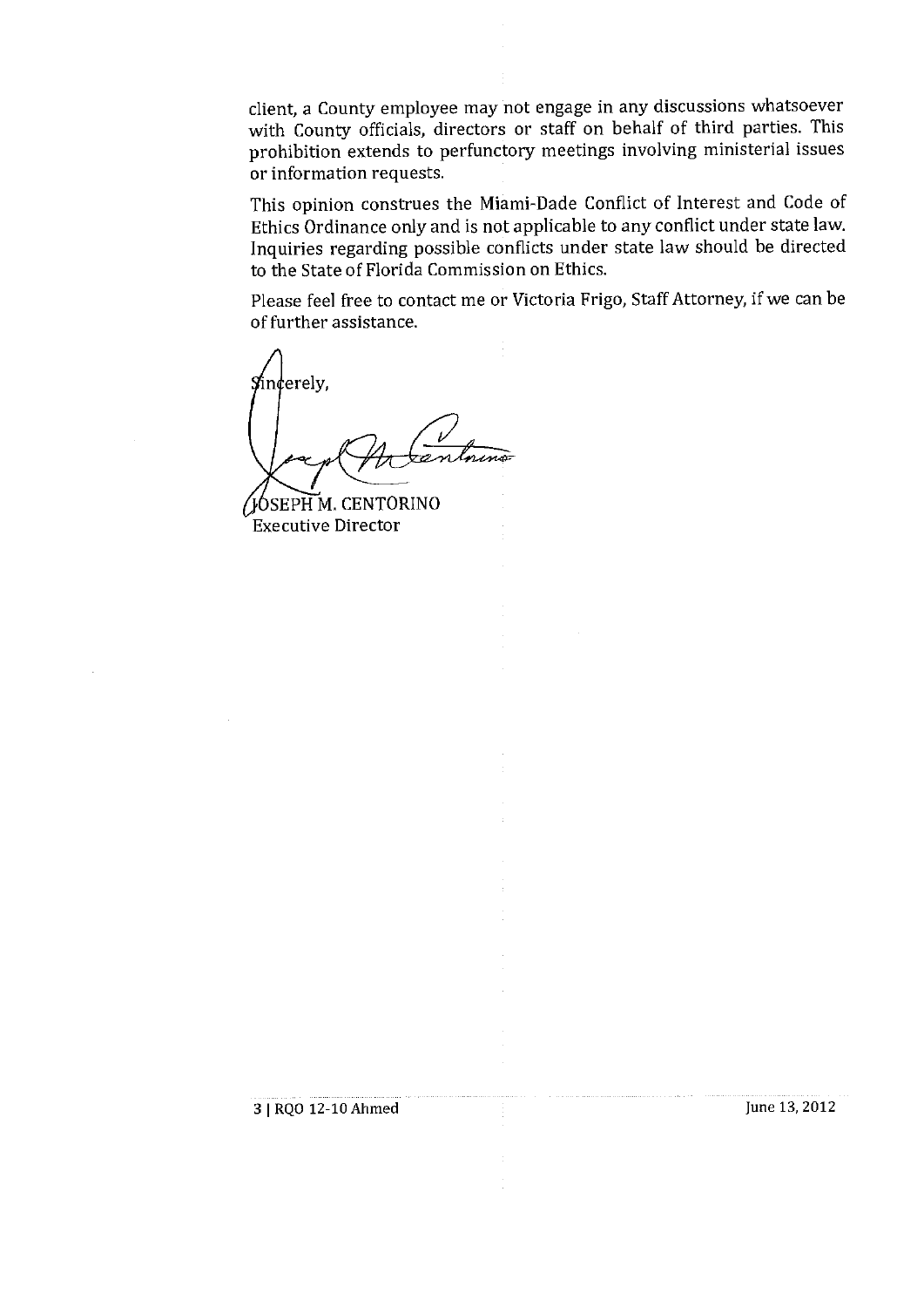client, a County employee may not engage in any discussions whatsoever with County officials, directors or staff on behalf of third parties. This prohibition extends to perfunctory meetings involving ministerial issues or information requests.

This opinion construes the Miami-Dade Conflict of Interest and Code of Ethics Ordinance only and is not applicable to any conflict under state law. Inquiries regarding possible conflicts under state law should be directed to the State of Florida Commission on Ethics.

Please feel free to contact me or Victoria Frigo, Staff Attorney, if we can be of further assistance.

Sincerely,

JOSEPH M. CENTORINO
Executive Director